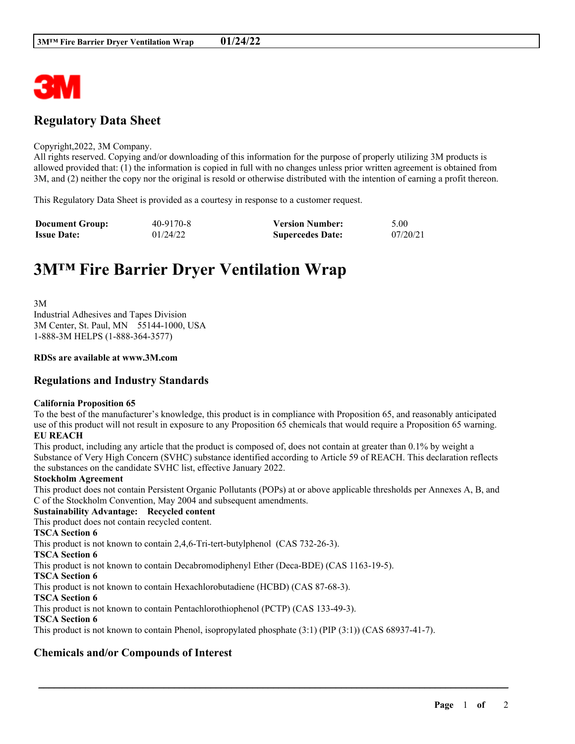# Regulatory Data Sheet

Copyright,2022, 3M Company.
All rights reserved. Copying and/or downloading of this information for the purpose of properly utilizing 3M products is allowed provided that: (1) the information is copied in full with no changes unless prior written agreement is obtained from 3M, and (2) neither the copy nor the original is resold or otherwise distributed with the intention of earning a profit thereon.

This Regulatory Data Sheet is provided as a courtesy in response to a customer request.

| **Document Group:** | 40-9170-8 | **Version Number:** | 5.00 |
|---|---|---|---|
| **Issue Date:** | 01/24/22 | **Supercedes Date:** | 07/20/21 |

# 3M™ Fire Barrier Dryer Ventilation Wrap

3M
Industrial Adhesives and Tapes Division
3M Center, St. Paul, MN 55144-1000, USA
1-888-3M HELPS (1-888-364-3577)

**RDSs are available at www.3M.com**

## Regulations and Industry Standards

**California Proposition 65**
To the best of the manufacturer's knowledge, this product is in compliance with Proposition 65, and reasonably anticipated use of this product will not result in exposure to any Proposition 65 chemicals that would require a Proposition 65 warning.

**EU REACH**
This product, including any article that the product is composed of, does not contain at greater than 0.1% by weight a Substance of Very High Concern (SVHC) substance identified according to Article 59 of REACH. This declaration reflects the substances on the candidate SVHC list, effective January 2022.

**Stockholm Agreement**
This product does not contain Persistent Organic Pollutants (POPs) at or above applicable thresholds per Annexes A, B, and C of the Stockholm Convention, May 2004 and subsequent amendments.

**Sustainability Advantage: Recycled content**
This product does not contain recycled content.

**TSCA Section 6**
This product is not known to contain 2,4,6-Tri-tert-butylphenol (CAS 732-26-3).

**TSCA Section 6**
This product is not known to contain Decabromodiphenyl Ether (Deca-BDE) (CAS 1163-19-5).

**TSCA Section 6**
This product is not known to contain Hexachlorobutadiene (HCBD) (CAS 87-68-3).

**TSCA Section 6**
This product is not known to contain Pentachlorothiophenol (PCTP) (CAS 133-49-3).

**TSCA Section 6**
This product is not known to contain Phenol, isopropylated phosphate (3:1) (PIP (3:1)) (CAS 68937-41-7).

## Chemicals and/or Compounds of Interest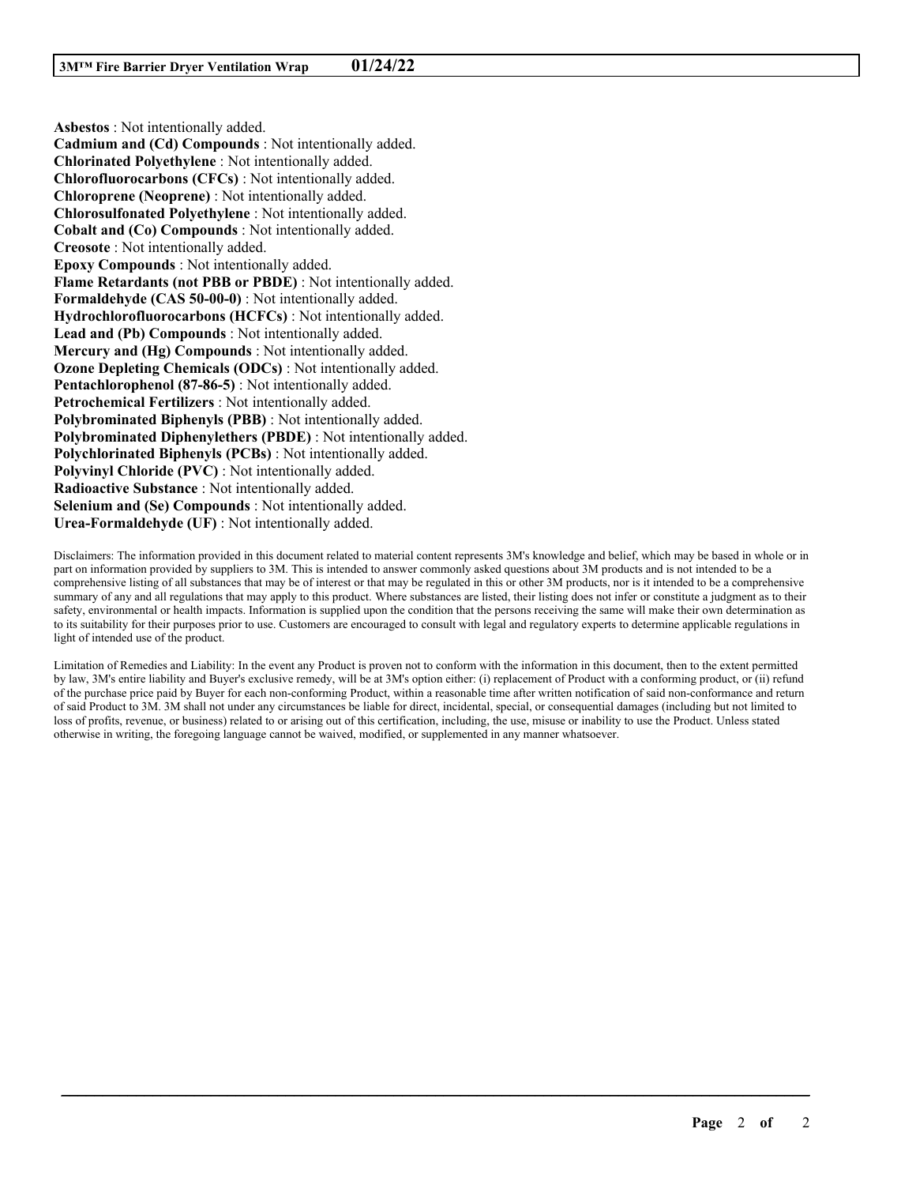**Asbestos** : Not intentionally added.
**Cadmium and (Cd) Compounds** : Not intentionally added.
**Chlorinated Polyethylene** : Not intentionally added.
**Chlorofluorocarbons (CFCs)** : Not intentionally added.
**Chloroprene (Neoprene)** : Not intentionally added.
**Chlorosulfonated Polyethylene** : Not intentionally added.
**Cobalt and (Co) Compounds** : Not intentionally added.
**Creosote** : Not intentionally added.
**Epoxy Compounds** : Not intentionally added.
**Flame Retardants (not PBB or PBDE)** : Not intentionally added.
**Formaldehyde (CAS 50-00-0)** : Not intentionally added.
**Hydrochlorofluorocarbons (HCFCs)** : Not intentionally added.
**Lead and (Pb) Compounds** : Not intentionally added.
**Mercury and (Hg) Compounds** : Not intentionally added.
**Ozone Depleting Chemicals (ODCs)** : Not intentionally added.
**Pentachlorophenol (87-86-5)** : Not intentionally added.
**Petrochemical Fertilizers** : Not intentionally added.
**Polybrominated Biphenyls (PBB)** : Not intentionally added.
**Polybrominated Diphenylethers (PBDE)** : Not intentionally added.
**Polychlorinated Biphenyls (PCBs)** : Not intentionally added.
**Polyvinyl Chloride (PVC)** : Not intentionally added.
**Radioactive Substance** : Not intentionally added.
**Selenium and (Se) Compounds** : Not intentionally added.
**Urea-Formaldehyde (UF)** : Not intentionally added.

Disclaimers: The information provided in this document related to material content represents 3M's knowledge and belief, which may be based in whole or in part on information provided by suppliers to 3M. This is intended to answer commonly asked questions about 3M products and is not intended to be a comprehensive listing of all substances that may be of interest or that may be regulated in this or other 3M products, nor is it intended to be a comprehensive summary of any and all regulations that may apply to this product. Where substances are listed, their listing does not infer or constitute a judgment as to their safety, environmental or health impacts. Information is supplied upon the condition that the persons receiving the same will make their own determination as to its suitability for their purposes prior to use. Customers are encouraged to consult with legal and regulatory experts to determine applicable regulations in light of intended use of the product.

Limitation of Remedies and Liability: In the event any Product is proven not to conform with the information in this document, then to the extent permitted by law, 3M's entire liability and Buyer's exclusive remedy, will be at 3M's option either: (i) replacement of Product with a conforming product, or (ii) refund of the purchase price paid by Buyer for each non-conforming Product, within a reasonable time after written notification of said non-conformance and return of said Product to 3M. 3M shall not under any circumstances be liable for direct, incidental, special, or consequential damages (including but not limited to loss of profits, revenue, or business) related to or arising out of this certification, including, the use, misuse or inability to use the Product. Unless stated otherwise in writing, the foregoing language cannot be waived, modified, or supplemented in any manner whatsoever.